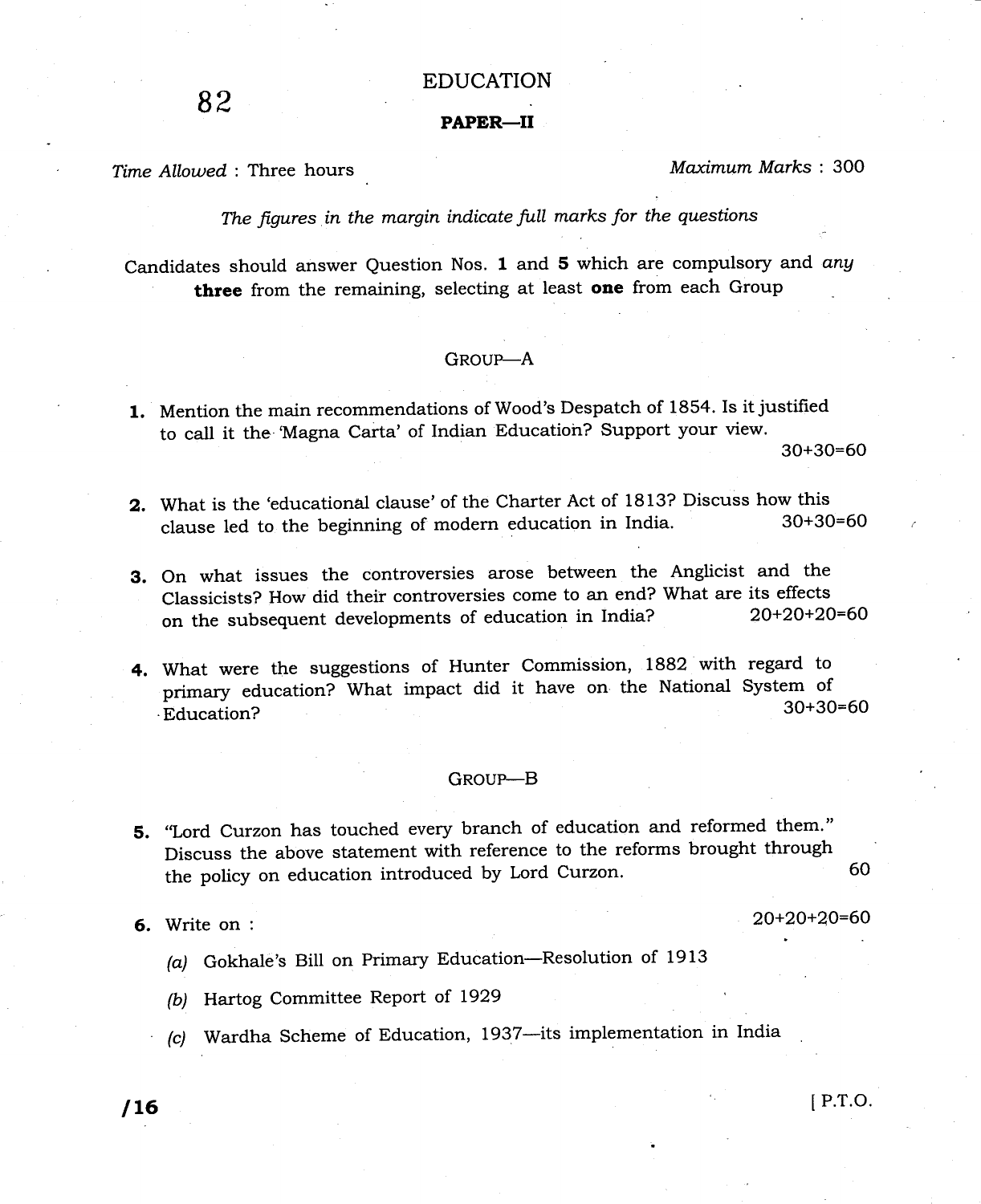82

# EDUCATION

## PAPER—II

*Time Allowed* : Three hours | *Maximum Marks* : 300

*The figures in the margin indicate full marks for the questions*

Candidates should answer Question Nos. **1** and **5** which are compulsory and *any* **three** from the remaining, selecting at least **one** from each Group

### GROUP—A

**1.** Mention the main recommendations of Wood's Despatch of 1854. Is it justified to call it the 'Magna Carta' of Indian Education? Support your view. 30+30=60

**2.** What is the 'educational clause' of the Charter Act of 1813? Discuss how this clause led to the beginning of modern education in India. 30+30=60

**3.** On what issues the controversies arose between the Anglicist and the Classicists? How did their controversies come to an end? What are its effects on the subsequent developments of education in India? 20+20+20=60

**4.** What were the suggestions of Hunter Commission, 1882 with regard to primary education? What impact did it have on the National System of Education? 30+30=60

### GROUP—B

**5.** "Lord Curzon has touched every branch of education and reformed them." Discuss the above statement with reference to the reforms brought through the policy on education introduced by Lord Curzon. 60

**6.** Write on : 20+20+20=60

*(a)* Gokhale's Bill on Primary Education—Resolution of 1913

*(b)* Hartog Committee Report of 1929

*(c)* Wardha Scheme of Education, 1937—its implementation in India

/16 [ P.T.O.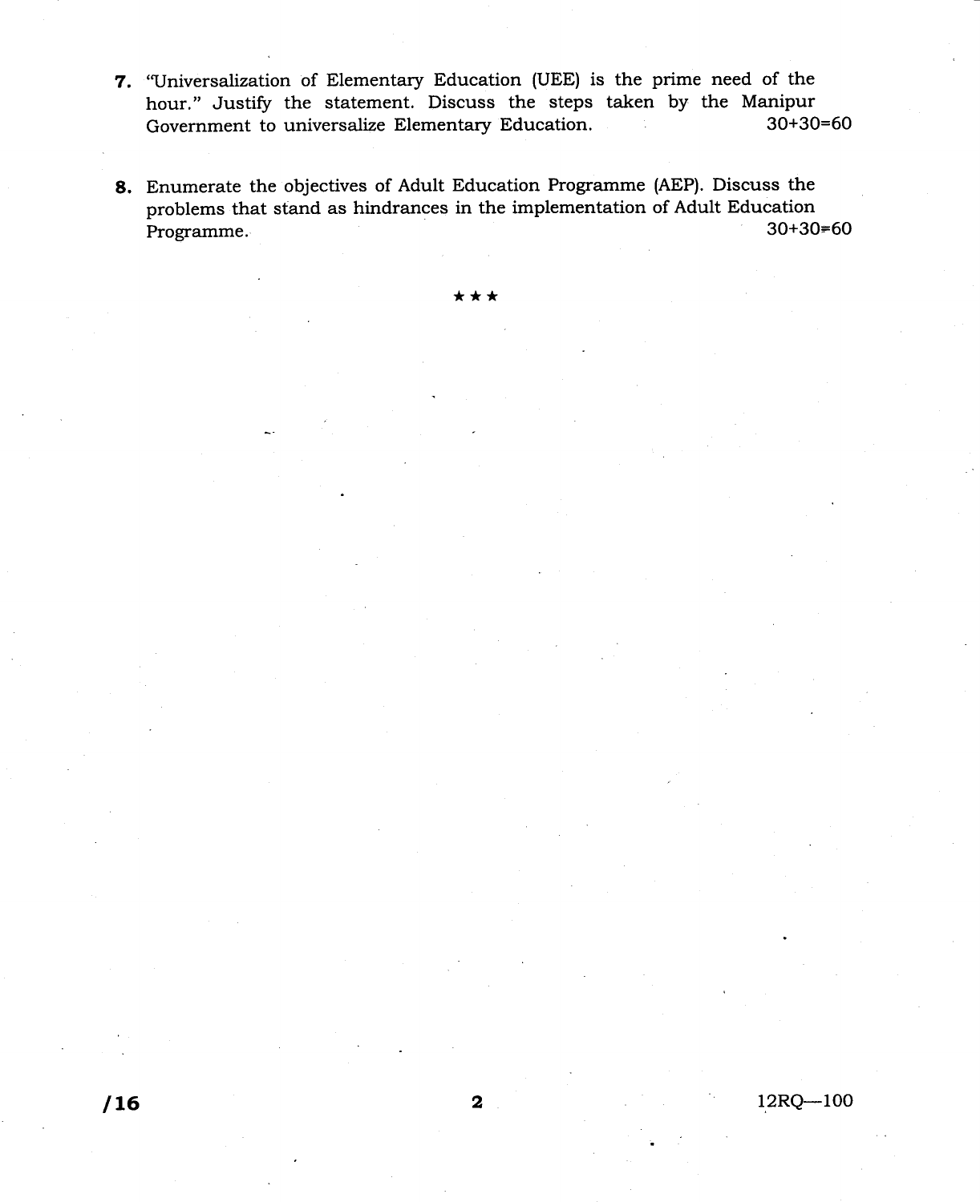7. "Universalization of Elementary Education (UEE) is the prime need of the hour." Justify the statement. Discuss the steps taken by the Manipur Government to universalize Elementary Education. 30+30=60

8. Enumerate the objectives of Adult Education Programme (AEP). Discuss the problems that stand as hindrances in the implementation of Adult Education Programme. 30+30=60

★ ★ ★

/16

12RQ—100